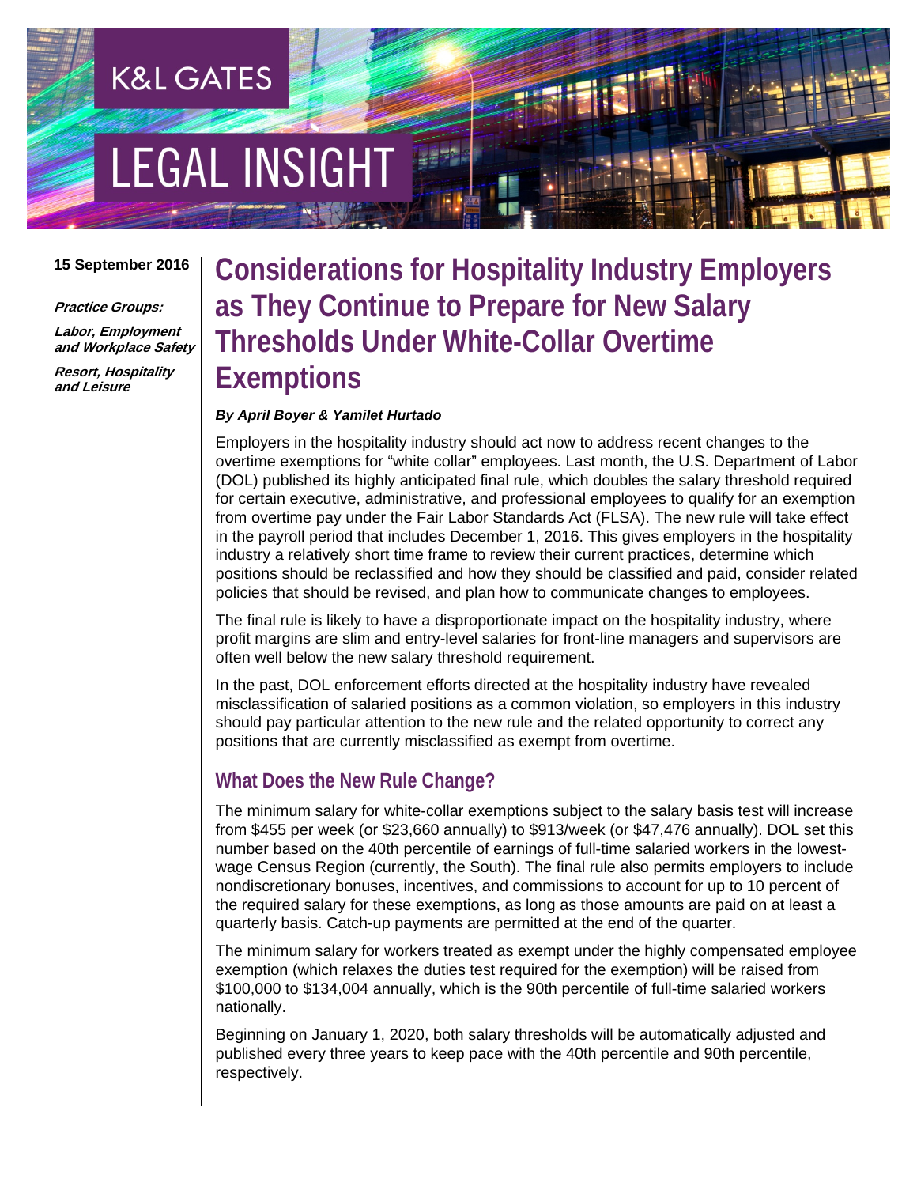K&L GATES

LEGAL INSIGHT

15 September 2016

***Practice Groups:***

***Labor, Employment and Workplace Safety***

***Resort, Hospitality and Leisure***

# Considerations for Hospitality Industry Employers as They Continue to Prepare for New Salary Thresholds Under White-Collar Overtime Exemptions

***By April Boyer & Yamilet Hurtado***

Employers in the hospitality industry should act now to address recent changes to the overtime exemptions for "white collar" employees. Last month, the U.S. Department of Labor (DOL) published its highly anticipated final rule, which doubles the salary threshold required for certain executive, administrative, and professional employees to qualify for an exemption from overtime pay under the Fair Labor Standards Act (FLSA). The new rule will take effect in the payroll period that includes December 1, 2016. This gives employers in the hospitality industry a relatively short time frame to review their current practices, determine which positions should be reclassified and how they should be classified and paid, consider related policies that should be revised, and plan how to communicate changes to employees.

The final rule is likely to have a disproportionate impact on the hospitality industry, where profit margins are slim and entry-level salaries for front-line managers and supervisors are often well below the new salary threshold requirement.

In the past, DOL enforcement efforts directed at the hospitality industry have revealed misclassification of salaried positions as a common violation, so employers in this industry should pay particular attention to the new rule and the related opportunity to correct any positions that are currently misclassified as exempt from overtime.

## What Does the New Rule Change?

The minimum salary for white-collar exemptions subject to the salary basis test will increase from $455 per week (or $23,660 annually) to $913/week (or $47,476 annually). DOL set this number based on the 40th percentile of earnings of full-time salaried workers in the lowest-wage Census Region (currently, the South). The final rule also permits employers to include nondiscretionary bonuses, incentives, and commissions to account for up to 10 percent of the required salary for these exemptions, as long as those amounts are paid on at least a quarterly basis. Catch-up payments are permitted at the end of the quarter.

The minimum salary for workers treated as exempt under the highly compensated employee exemption (which relaxes the duties test required for the exemption) will be raised from $100,000 to $134,004 annually, which is the 90th percentile of full-time salaried workers nationally.

Beginning on January 1, 2020, both salary thresholds will be automatically adjusted and published every three years to keep pace with the 40th percentile and 90th percentile, respectively.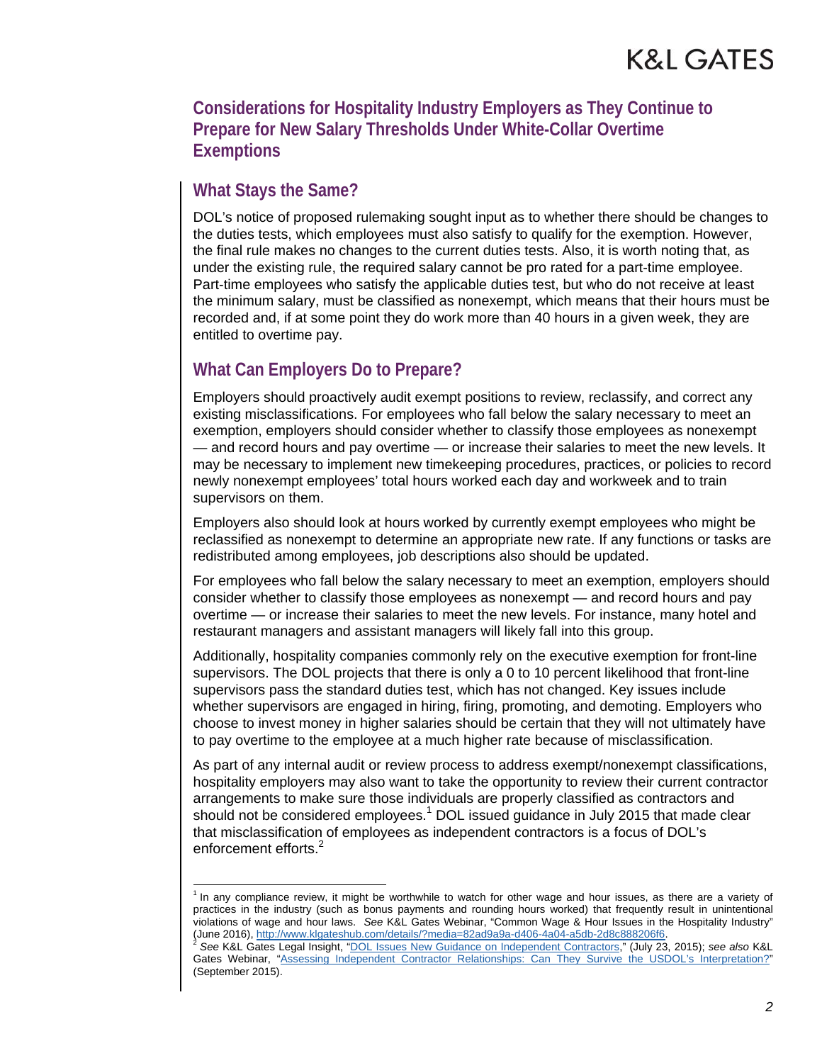## Considerations for Hospitality Industry Employers as They Continue to Prepare for New Salary Thresholds Under White-Collar Overtime Exemptions

### What Stays the Same?

DOL's notice of proposed rulemaking sought input as to whether there should be changes to the duties tests, which employees must also satisfy to qualify for the exemption. However, the final rule makes no changes to the current duties tests. Also, it is worth noting that, as under the existing rule, the required salary cannot be pro rated for a part-time employee. Part-time employees who satisfy the applicable duties test, but who do not receive at least the minimum salary, must be classified as nonexempt, which means that their hours must be recorded and, if at some point they do work more than 40 hours in a given week, they are entitled to overtime pay.

### What Can Employers Do to Prepare?

Employers should proactively audit exempt positions to review, reclassify, and correct any existing misclassifications. For employees who fall below the salary necessary to meet an exemption, employers should consider whether to classify those employees as nonexempt — and record hours and pay overtime — or increase their salaries to meet the new levels. It may be necessary to implement new timekeeping procedures, practices, or policies to record newly nonexempt employees' total hours worked each day and workweek and to train supervisors on them.

Employers also should look at hours worked by currently exempt employees who might be reclassified as nonexempt to determine an appropriate new rate. If any functions or tasks are redistributed among employees, job descriptions also should be updated.

For employees who fall below the salary necessary to meet an exemption, employers should consider whether to classify those employees as nonexempt — and record hours and pay overtime — or increase their salaries to meet the new levels. For instance, many hotel and restaurant managers and assistant managers will likely fall into this group.

Additionally, hospitality companies commonly rely on the executive exemption for front-line supervisors. The DOL projects that there is only a 0 to 10 percent likelihood that front-line supervisors pass the standard duties test, which has not changed. Key issues include whether supervisors are engaged in hiring, firing, promoting, and demoting. Employers who choose to invest money in higher salaries should be certain that they will not ultimately have to pay overtime to the employee at a much higher rate because of misclassification.

As part of any internal audit or review process to address exempt/nonexempt classifications, hospitality employers may also want to take the opportunity to review their current contractor arrangements to make sure those individuals are properly classified as contractors and should not be considered employees.[1] DOL issued guidance in July 2015 that made clear that misclassification of employees as independent contractors is a focus of DOL's enforcement efforts.[2]

---

[1] In any compliance review, it might be worthwhile to watch for other wage and hour issues, as there are a variety of practices in the industry (such as bonus payments and rounding hours worked) that frequently result in unintentional violations of wage and hour laws. *See* K&L Gates Webinar, "Common Wage & Hour Issues in the Hospitality Industry" (June 2016), http://www.klgateshub.com/details/?media=82ad9a9a-d406-4a04-a5db-2d8c888206f6.

[2] *See* K&L Gates Legal Insight, "DOL Issues New Guidance on Independent Contractors," (July 23, 2015); *see also* K&L Gates Webinar, "Assessing Independent Contractor Relationships: Can They Survive the USDOL's Interpretation?" (September 2015).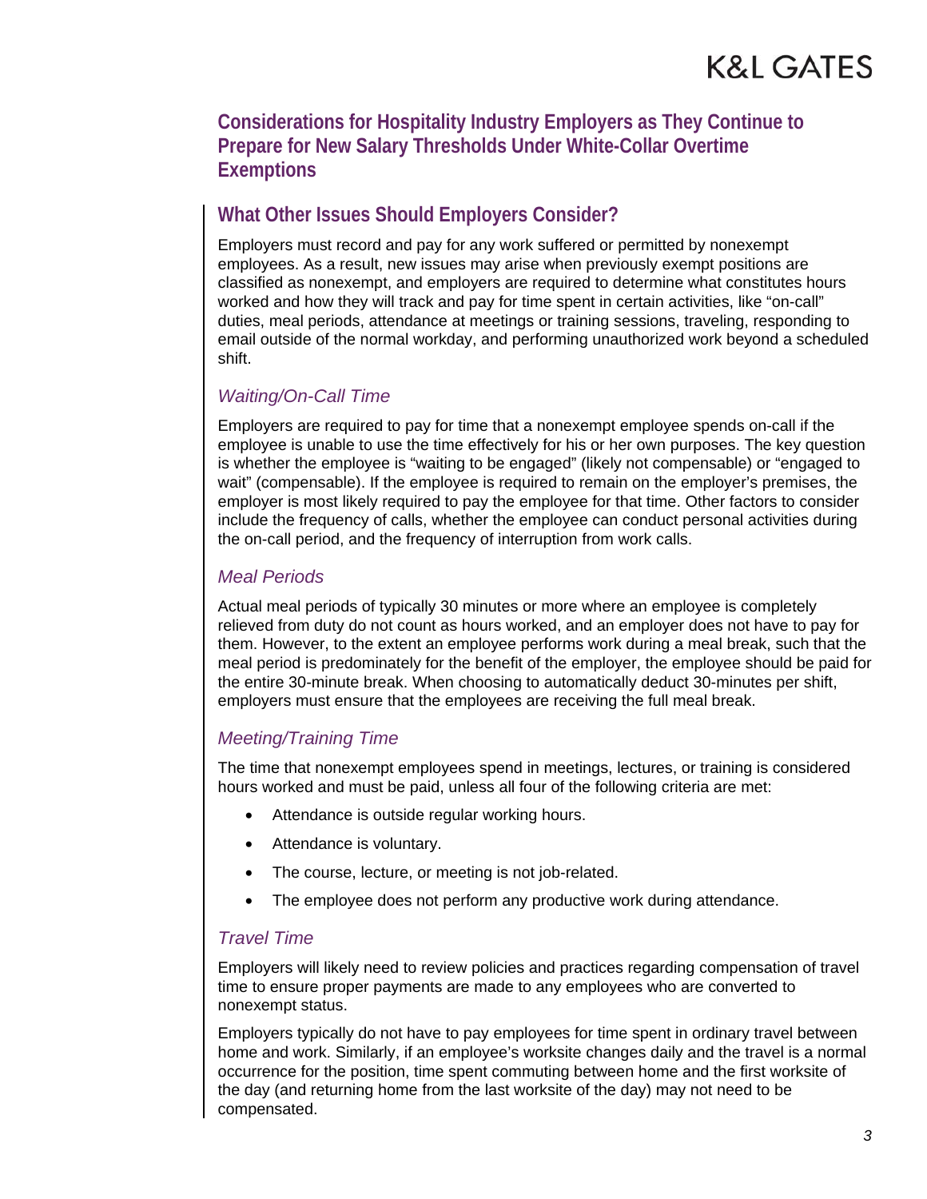## Considerations for Hospitality Industry Employers as They Continue to Prepare for New Salary Thresholds Under White-Collar Overtime Exemptions

### What Other Issues Should Employers Consider?

Employers must record and pay for any work suffered or permitted by nonexempt employees. As a result, new issues may arise when previously exempt positions are classified as nonexempt, and employers are required to determine what constitutes hours worked and how they will track and pay for time spent in certain activities, like "on-call" duties, meal periods, attendance at meetings or training sessions, traveling, responding to email outside of the normal workday, and performing unauthorized work beyond a scheduled shift.

#### *Waiting/On-Call Time*

Employers are required to pay for time that a nonexempt employee spends on-call if the employee is unable to use the time effectively for his or her own purposes. The key question is whether the employee is "waiting to be engaged" (likely not compensable) or "engaged to wait" (compensable). If the employee is required to remain on the employer's premises, the employer is most likely required to pay the employee for that time. Other factors to consider include the frequency of calls, whether the employee can conduct personal activities during the on-call period, and the frequency of interruption from work calls.

#### *Meal Periods*

Actual meal periods of typically 30 minutes or more where an employee is completely relieved from duty do not count as hours worked, and an employer does not have to pay for them. However, to the extent an employee performs work during a meal break, such that the meal period is predominately for the benefit of the employer, the employee should be paid for the entire 30-minute break. When choosing to automatically deduct 30-minutes per shift, employers must ensure that the employees are receiving the full meal break.

#### *Meeting/Training Time*

The time that nonexempt employees spend in meetings, lectures, or training is considered hours worked and must be paid, unless all four of the following criteria are met:

- Attendance is outside regular working hours.
- Attendance is voluntary.
- The course, lecture, or meeting is not job-related.
- The employee does not perform any productive work during attendance.

#### *Travel Time*

Employers will likely need to review policies and practices regarding compensation of travel time to ensure proper payments are made to any employees who are converted to nonexempt status.

Employers typically do not have to pay employees for time spent in ordinary travel between home and work. Similarly, if an employee's worksite changes daily and the travel is a normal occurrence for the position, time spent commuting between home and the first worksite of the day (and returning home from the last worksite of the day) may not need to be compensated.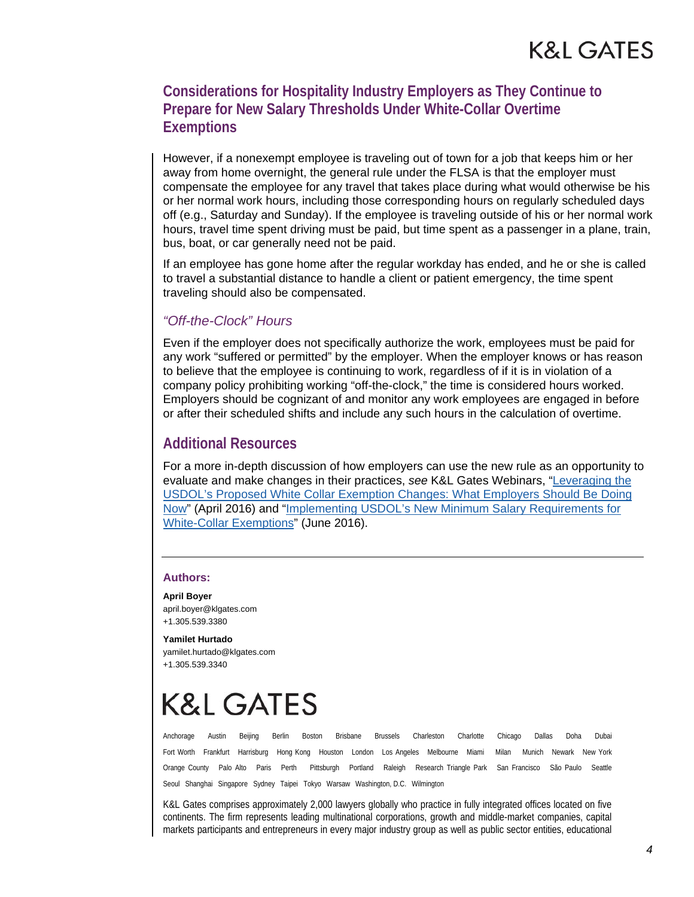## Considerations for Hospitality Industry Employers as They Continue to Prepare for New Salary Thresholds Under White-Collar Overtime Exemptions

However, if a nonexempt employee is traveling out of town for a job that keeps him or her away from home overnight, the general rule under the FLSA is that the employer must compensate the employee for any travel that takes place during what would otherwise be his or her normal work hours, including those corresponding hours on regularly scheduled days off (e.g., Saturday and Sunday). If the employee is traveling outside of his or her normal work hours, travel time spent driving must be paid, but time spent as a passenger in a plane, train, bus, boat, or car generally need not be paid.

If an employee has gone home after the regular workday has ended, and he or she is called to travel a substantial distance to handle a client or patient emergency, the time spent traveling should also be compensated.

### *"Off-the-Clock" Hours*

Even if the employer does not specifically authorize the work, employees must be paid for any work "suffered or permitted" by the employer. When the employer knows or has reason to believe that the employee is continuing to work, regardless of if it is in violation of a company policy prohibiting working "off-the-clock," the time is considered hours worked. Employers should be cognizant of and monitor any work employees are engaged in before or after their scheduled shifts and include any such hours in the calculation of overtime.

## Additional Resources

For a more in-depth discussion of how employers can use the new rule as an opportunity to evaluate and make changes in their practices, *see* K&L Gates Webinars, "Leveraging the USDOL's Proposed White Collar Exemption Changes: What Employers Should Be Doing Now" (April 2016) and "Implementing USDOL's New Minimum Salary Requirements for White-Collar Exemptions" (June 2016).

---

**Authors:**

**April Boyer**
april.boyer@klgates.com
+1.305.539.3380

**Yamilet Hurtado**
yamilet.hurtado@klgates.com
+1.305.539.3340

# K&L GATES

Anchorage Austin Beijing Berlin Boston Brisbane Brussels Charleston Charlotte Chicago Dallas Doha Dubai Fort Worth Frankfurt Harrisburg Hong Kong Houston London Los Angeles Melbourne Miami Milan Munich Newark New York Orange County Palo Alto Paris Perth Pittsburgh Portland Raleigh Research Triangle Park San Francisco São Paulo Seattle Seoul Shanghai Singapore Sydney Taipei Tokyo Warsaw Washington, D.C. Wilmington

K&L Gates comprises approximately 2,000 lawyers globally who practice in fully integrated offices located on five continents. The firm represents leading multinational corporations, growth and middle-market companies, capital markets participants and entrepreneurs in every major industry group as well as public sector entities, educational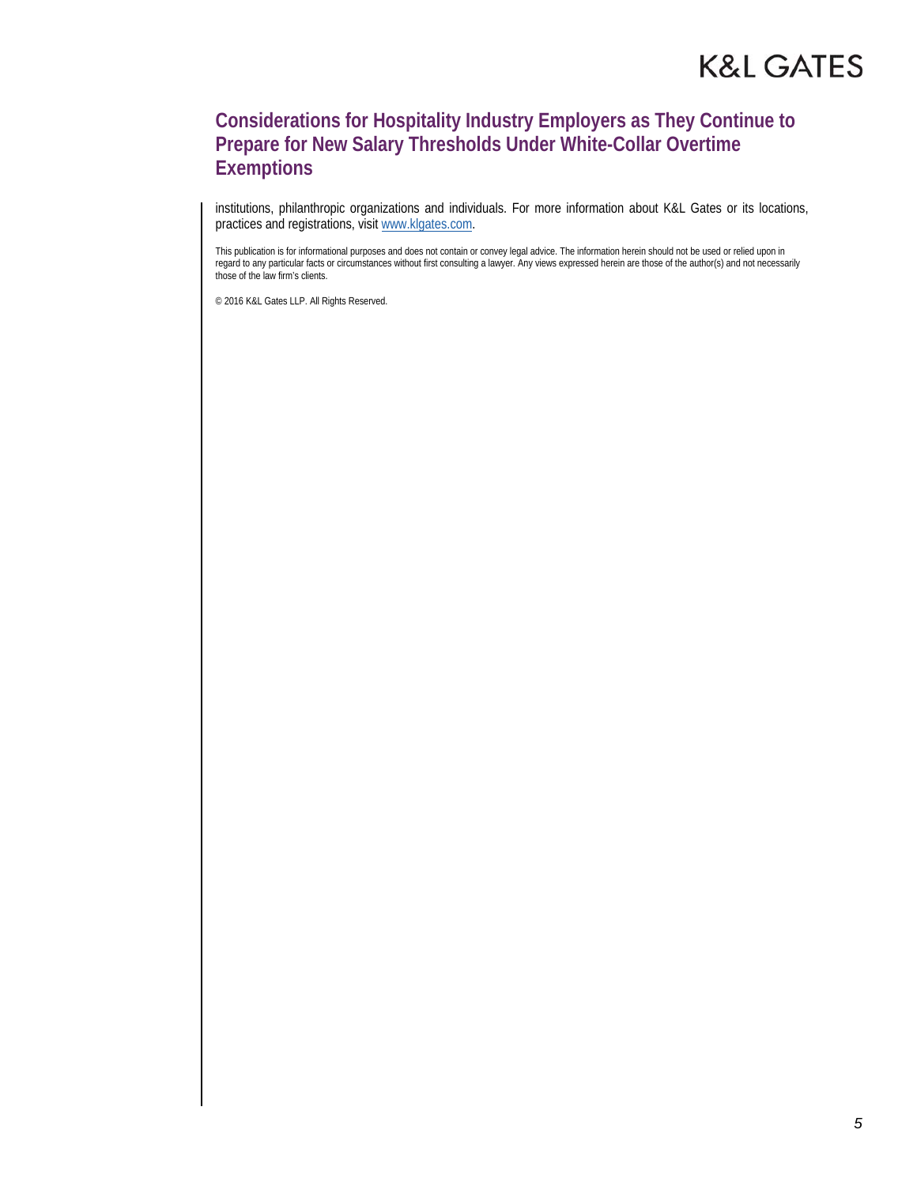institutions, philanthropic organizations and individuals. For more information about K&L Gates or its locations, practices and registrations, visit www.klgates.com.

This publication is for informational purposes and does not contain or convey legal advice. The information herein should not be used or relied upon in regard to any particular facts or circumstances without first consulting a lawyer. Any views expressed herein are those of the author(s) and not necessarily those of the law firm's clients.

© 2016 K&L Gates LLP. All Rights Reserved.